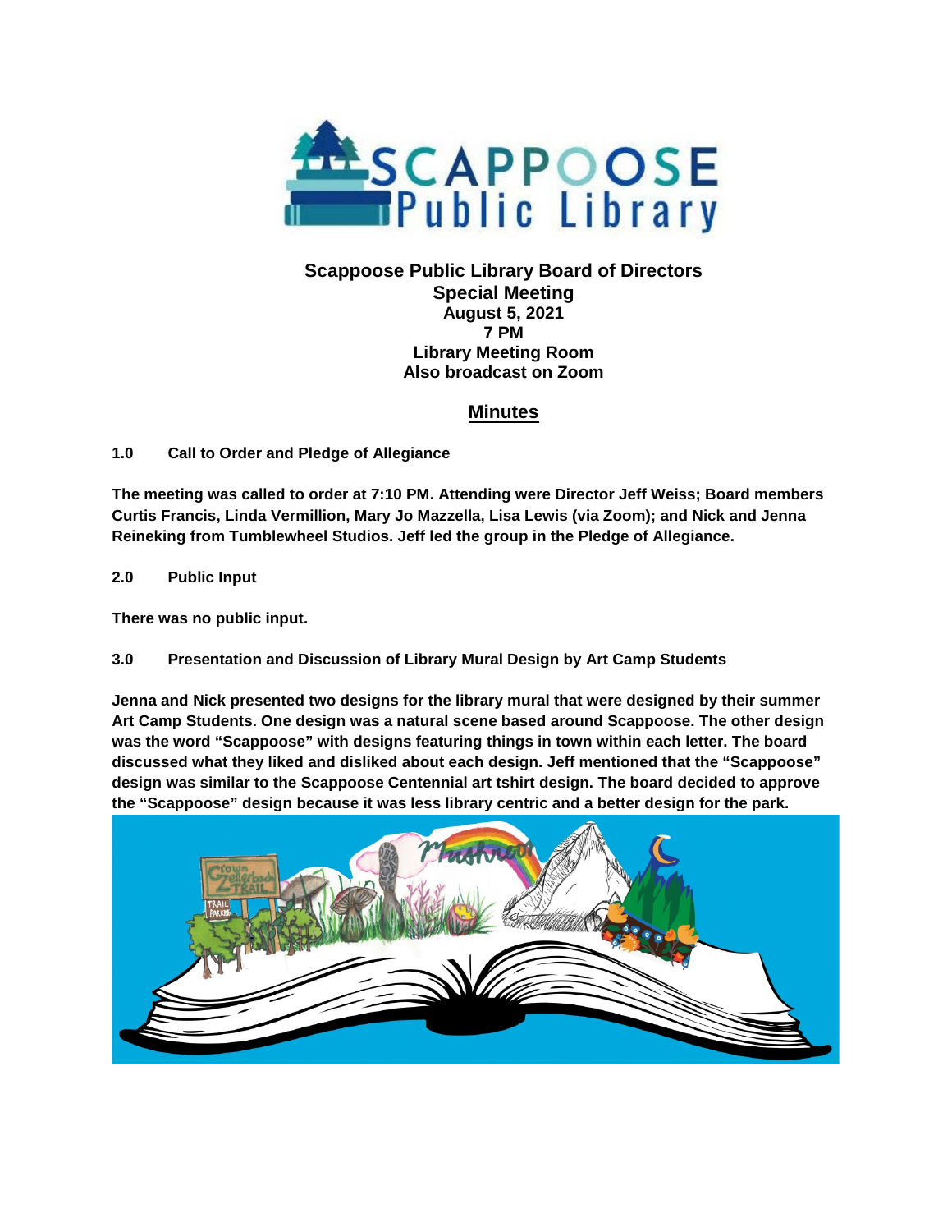**Scappoose Public Library Board of Directors**
**Special Meeting**
**August 5, 2021**
**7 PM**
**Library Meeting Room**
**Also broadcast on Zoom**

# Minutes

**1.0 Call to Order and Pledge of Allegiance**

**The meeting was called to order at 7:10 PM. Attending were Director Jeff Weiss; Board members Curtis Francis, Linda Vermillion, Mary Jo Mazzella, Lisa Lewis (via Zoom); and Nick and Jenna Reineking from Tumblewheel Studios. Jeff led the group in the Pledge of Allegiance.**

**2.0 Public Input**

**There was no public input.**

**3.0 Presentation and Discussion of Library Mural Design by Art Camp Students**

**Jenna and Nick presented two designs for the library mural that were designed by their summer Art Camp Students. One design was a natural scene based around Scappoose. The other design was the word "Scappoose" with designs featuring things in town within each letter. The board discussed what they liked and disliked about each design. Jeff mentioned that the "Scappoose" design was similar to the Scappoose Centennial art tshirt design. The board decided to approve the "Scappoose" design because it was less library centric and a better design for the park.**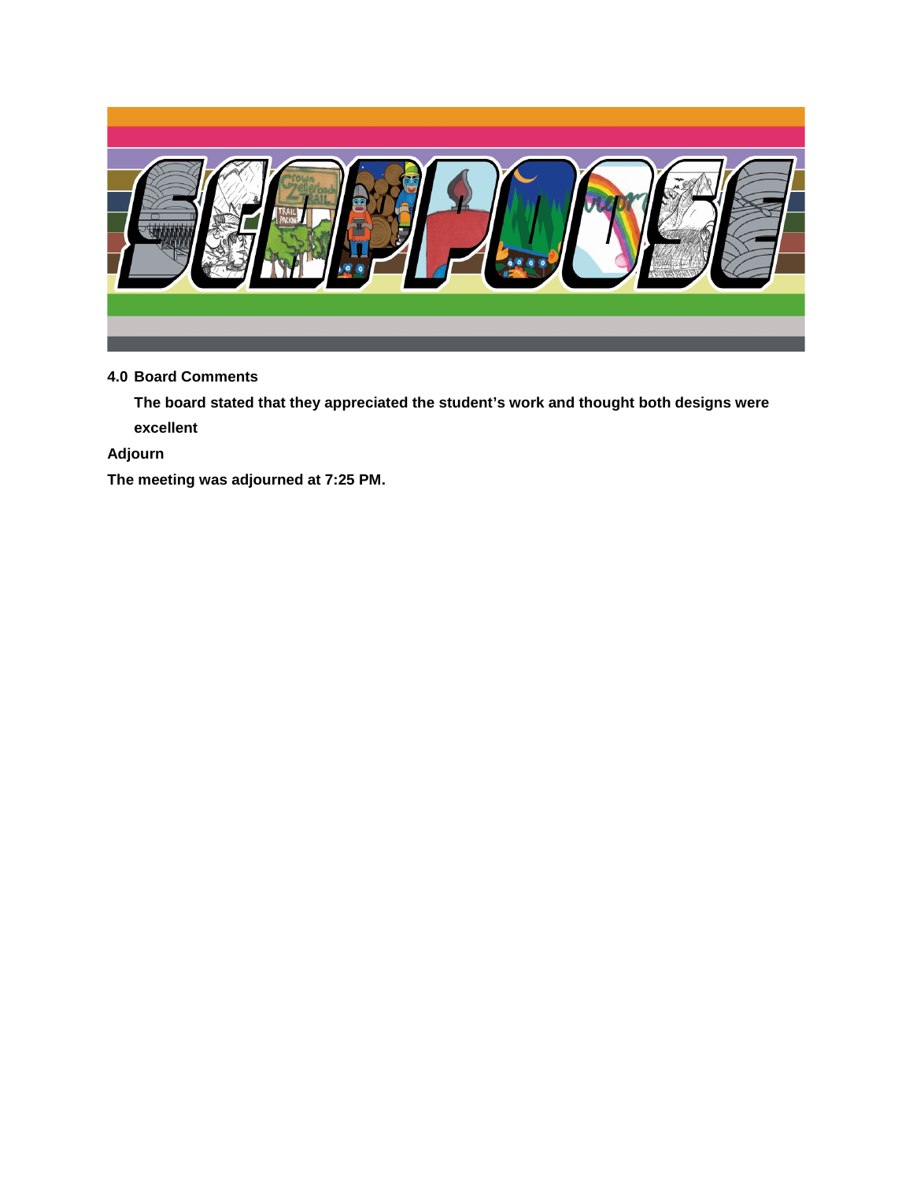**4.0 Board Comments**

**The board stated that they appreciated the student's work and thought both designs were excellent**

**Adjourn**

**The meeting was adjourned at 7:25 PM.**